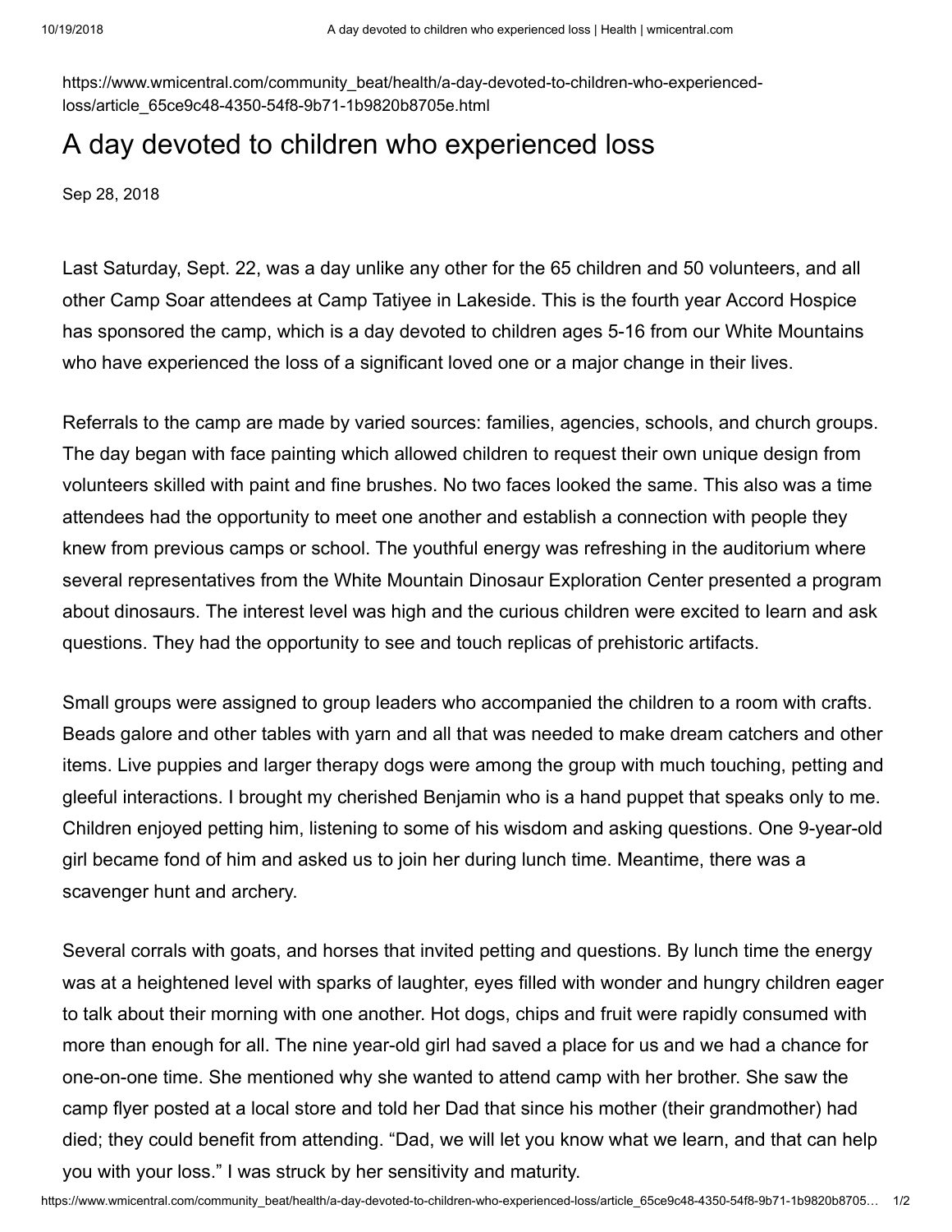https://www.wmicentral.com/community_beat/health/a-day-devoted-to-children-who-experienced-loss/article_65ce9c48-4350-54f8-9b71-1b9820b8705e.html

# A day devoted to children who experienced loss

Sep 28, 2018

Last Saturday, Sept. 22, was a day unlike any other for the 65 children and 50 volunteers, and all other Camp Soar attendees at Camp Tatiyee in Lakeside. This is the fourth year Accord Hospice has sponsored the camp, which is a day devoted to children ages 5-16 from our White Mountains who have experienced the loss of a significant loved one or a major change in their lives.

Referrals to the camp are made by varied sources: families, agencies, schools, and church groups. The day began with face painting which allowed children to request their own unique design from volunteers skilled with paint and fine brushes. No two faces looked the same. This also was a time attendees had the opportunity to meet one another and establish a connection with people they knew from previous camps or school. The youthful energy was refreshing in the auditorium where several representatives from the White Mountain Dinosaur Exploration Center presented a program about dinosaurs. The interest level was high and the curious children were excited to learn and ask questions. They had the opportunity to see and touch replicas of prehistoric artifacts.

Small groups were assigned to group leaders who accompanied the children to a room with crafts. Beads galore and other tables with yarn and all that was needed to make dream catchers and other items. Live puppies and larger therapy dogs were among the group with much touching, petting and gleeful interactions. I brought my cherished Benjamin who is a hand puppet that speaks only to me. Children enjoyed petting him, listening to some of his wisdom and asking questions. One 9-year-old girl became fond of him and asked us to join her during lunch time. Meantime, there was a scavenger hunt and archery.

Several corrals with goats, and horses that invited petting and questions. By lunch time the energy was at a heightened level with sparks of laughter, eyes filled with wonder and hungry children eager to talk about their morning with one another. Hot dogs, chips and fruit were rapidly consumed with more than enough for all. The nine year-old girl had saved a place for us and we had a chance for one-on-one time. She mentioned why she wanted to attend camp with her brother. She saw the camp flyer posted at a local store and told her Dad that since his mother (their grandmother) had died; they could benefit from attending. "Dad, we will let you know what we learn, and that can help you with your loss." I was struck by her sensitivity and maturity.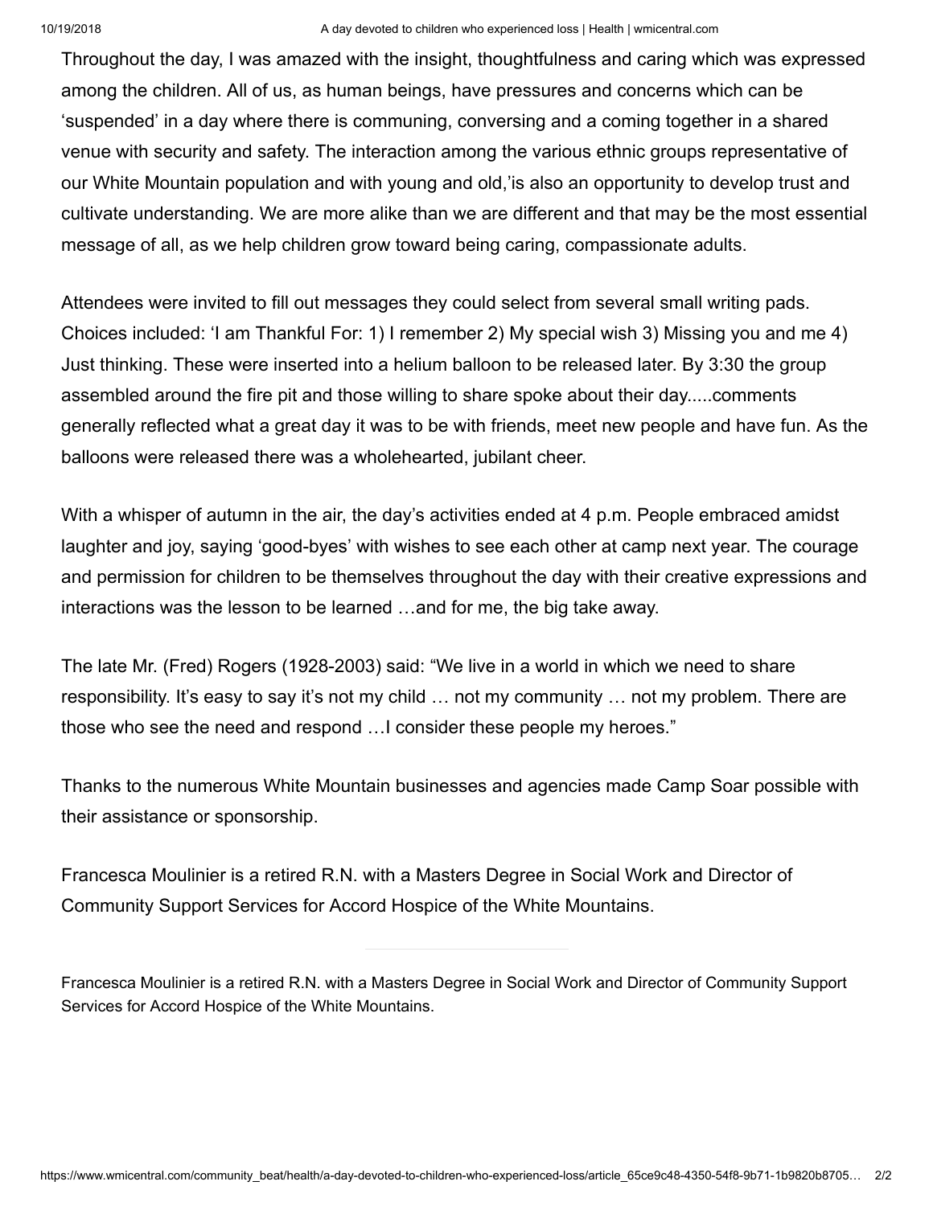Throughout the day, I was amazed with the insight, thoughtfulness and caring which was expressed among the children. All of us, as human beings, have pressures and concerns which can be 'suspended' in a day where there is communing, conversing and a coming together in a shared venue with security and safety. The interaction among the various ethnic groups representative of our White Mountain population and with young and old,'is also an opportunity to develop trust and cultivate understanding. We are more alike than we are different and that may be the most essential message of all, as we help children grow toward being caring, compassionate adults.

Attendees were invited to fill out messages they could select from several small writing pads. Choices included: 'I am Thankful For: 1) I remember 2) My special wish 3) Missing you and me 4) Just thinking. These were inserted into a helium balloon to be released later. By 3:30 the group assembled around the fire pit and those willing to share spoke about their day.....comments generally reflected what a great day it was to be with friends, meet new people and have fun. As the balloons were released there was a wholehearted, jubilant cheer.

With a whisper of autumn in the air, the day's activities ended at 4 p.m. People embraced amidst laughter and joy, saying 'good-byes' with wishes to see each other at camp next year. The courage and permission for children to be themselves throughout the day with their creative expressions and interactions was the lesson to be learned …and for me, the big take away.

The late Mr. (Fred) Rogers (1928-2003) said: "We live in a world in which we need to share responsibility. It's easy to say it's not my child … not my community … not my problem. There are those who see the need and respond …I consider these people my heroes."

Thanks to the numerous White Mountain businesses and agencies made Camp Soar possible with their assistance or sponsorship.

Francesca Moulinier is a retired R.N. with a Masters Degree in Social Work and Director of Community Support Services for Accord Hospice of the White Mountains.

---

Francesca Moulinier is a retired R.N. with a Masters Degree in Social Work and Director of Community Support Services for Accord Hospice of the White Mountains.